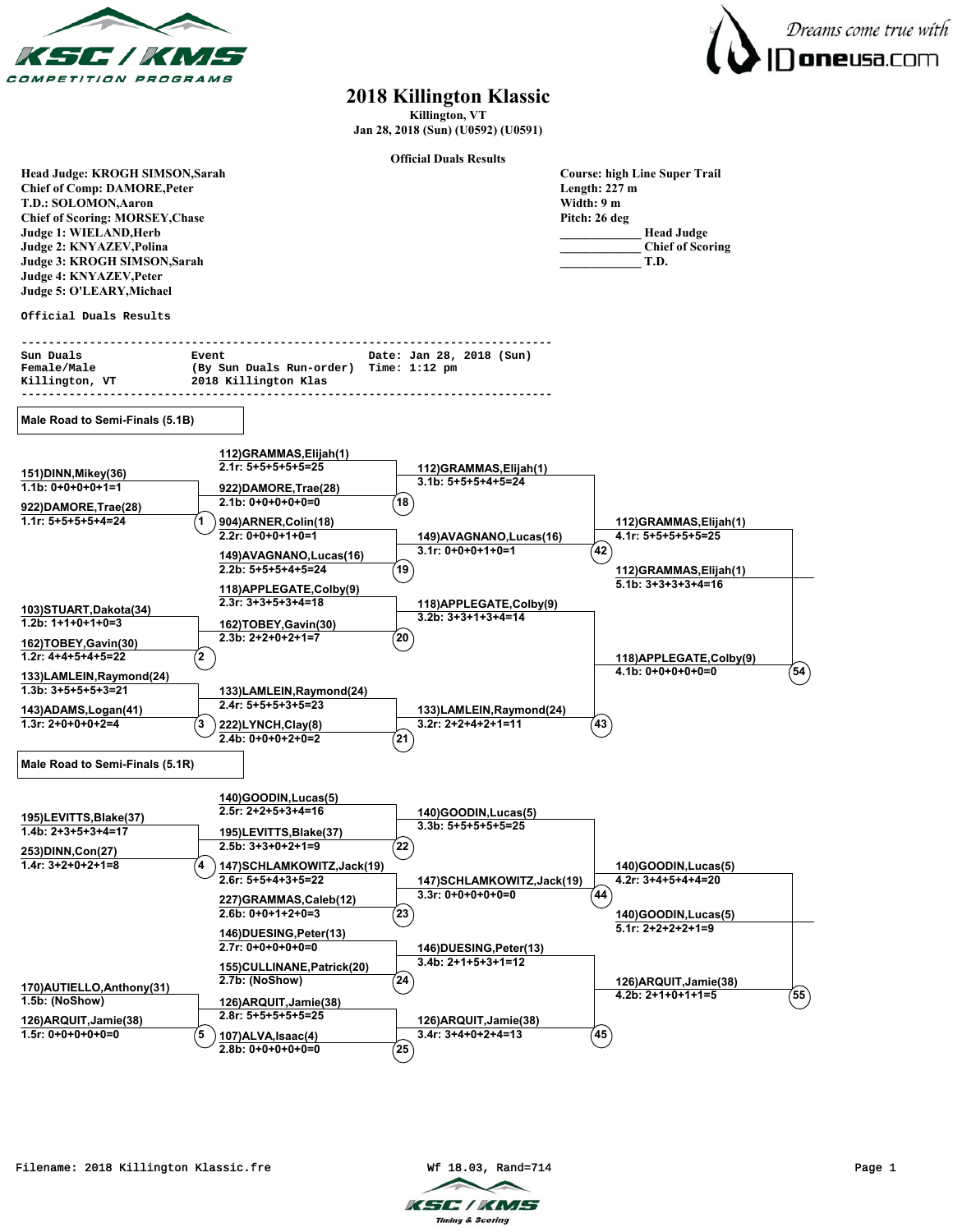# 2018 Killington Klassic

**Killington, VT**
**Jan 28, 2018 (Sun) (U0592) (U0591)**

**Official Duals Results**

**Head Judge:** KROGH SIMSON,Sarah
**Chief of Comp:** DAMORE,Peter
**T.D.:** SOLOMON,Aaron
**Chief of Scoring:** MORSEY,Chase
**Judge 1:** WIELAND,Herb
**Judge 2:** KNYAZEV,Polina
**Judge 3:** KROGH SIMSON,Sarah
**Judge 4:** KNYAZEV,Peter
**Judge 5:** O'LEARY,Michael

**Course:** high Line Super Trail
**Length:** 227 m
**Width:** 9 m
**Pitch:** 26 deg

_____________ Head Judge
_____________ Chief of Scoring
_____________ T.D.

```
Official Duals Results

------------------------------------------------------------------------
Sun Duals                Event                   Date: Jan 28, 2018 (Sun)
Female/Male              (By Sun Duals Run-order) Time: 1:12 pm
Killington, VT           2018 Killington Klas
------------------------------------------------------------------------
```

## Male Road to Semi-Finals (5.1B)

**Round 1**
- Dual 1: 151)DINN,Mikey(36) — 1.1b: 0+0+0+0+1=1 vs 922)DAMORE,Trae(28) — 1.1r: 5+5+5+5+4=24
- Dual 2: 103)STUART,Dakota(34) — 1.2b: 1+1+0+1+0=3 vs 162)TOBEY,Gavin(30) — 1.2r: 4+4+5+4+5=22
- Dual 3: 133)LAMLEIN,Raymond(24) — 1.3b: 3+5+5+5+3=21 vs 143)ADAMS,Logan(41) — 1.3r: 2+0+0+0+2=4

**Round 2**
- Dual 18: 112)GRAMMAS,Elijah(1) — 2.1r: 5+5+5+5+5=25 vs 922)DAMORE,Trae(28) — 2.1b: 0+0+0+0+0=0
- Dual 19: 904)ARNER,Colin(18) — 2.2r: 0+0+0+1+0=1 vs 149)AVAGNANO,Lucas(16) — 2.2b: 5+5+5+4+5=24
- Dual 20: 118)APPLEGATE,Colby(9) — 2.3r: 3+3+5+3+4=18 vs 162)TOBEY,Gavin(30) — 2.3b: 2+2+0+2+1=7
- Dual 21: 133)LAMLEIN,Raymond(24) — 2.4r: 5+5+5+3+5=23 vs 222)LYNCH,Clay(8) — 2.4b: 0+0+0+2+0=2

**Round 3**
- Dual 42: 112)GRAMMAS,Elijah(1) — 3.1b: 5+5+5+4+5=24 vs 149)AVAGNANO,Lucas(16) — 3.1r: 0+0+0+1+0=1
- Dual 43: 118)APPLEGATE,Colby(9) — 3.2b: 3+3+1+3+4=14 vs 133)LAMLEIN,Raymond(24) — 3.2r: 2+2+4+2+1=11

**Round 4**
- Dual 54: 112)GRAMMAS,Elijah(1) — 4.1r: 5+5+5+5+5=25 vs 118)APPLEGATE,Colby(9) — 4.1b: 0+0+0+0+0=0

**Semi-Final**
- 112)GRAMMAS,Elijah(1) — 5.1b: 3+3+3+3+4=16

## Male Road to Semi-Finals (5.1R)

**Round 1**
- Dual 4: 195)LEVITTS,Blake(37) — 1.4b: 2+3+5+3+4=17 vs 253)DINN,Con(27) — 1.4r: 3+2+0+2+1=8
- Dual 5: 170)AUTIELLO,Anthony(31) — 1.5b: (NoShow) vs 126)ARQUIT,Jamie(38) — 1.5r: 0+0+0+0+0=0

**Round 2**
- Dual 22: 140)GOODIN,Lucas(5) — 2.5r: 2+2+5+3+4=16 vs 195)LEVITTS,Blake(37) — 2.5b: 3+3+0+2+1=9
- Dual 23: 147)SCHLAMKOWITZ,Jack(19) — 2.6r: 5+5+4+3+5=22 vs 227)GRAMMAS,Caleb(12) — 2.6b: 0+0+1+2+0=3
- Dual 24: 146)DUESING,Peter(13) — 2.7r: 0+0+0+0+0=0 vs 155)CULLINANE,Patrick(20) — 2.7b: (NoShow)
- Dual 25: 126)ARQUIT,Jamie(38) — 2.8r: 5+5+5+5+5=25 vs 107)ALVA,Isaac(4) — 2.8b: 0+0+0+0+0=0

**Round 3**
- Dual 44: 140)GOODIN,Lucas(5) — 3.3b: 5+5+5+5+5=25 vs 147)SCHLAMKOWITZ,Jack(19) — 3.3r: 0+0+0+0+0=0
- Dual 45: 146)DUESING,Peter(13) — 3.4b: 2+1+5+3+1=12 vs 126)ARQUIT,Jamie(38) — 3.4r: 3+4+0+2+4=13

**Round 4**
- Dual 55: 140)GOODIN,Lucas(5) — 4.2r: 3+4+5+4+4=20 vs 126)ARQUIT,Jamie(38) — 4.2b: 2+1+0+1+1=5

**Semi-Final**
- 140)GOODIN,Lucas(5) — 5.1r: 2+2+2+2+1=9

```
Filename: 2018 Killington Klassic.fre          Wf 18.03, Rand=714
```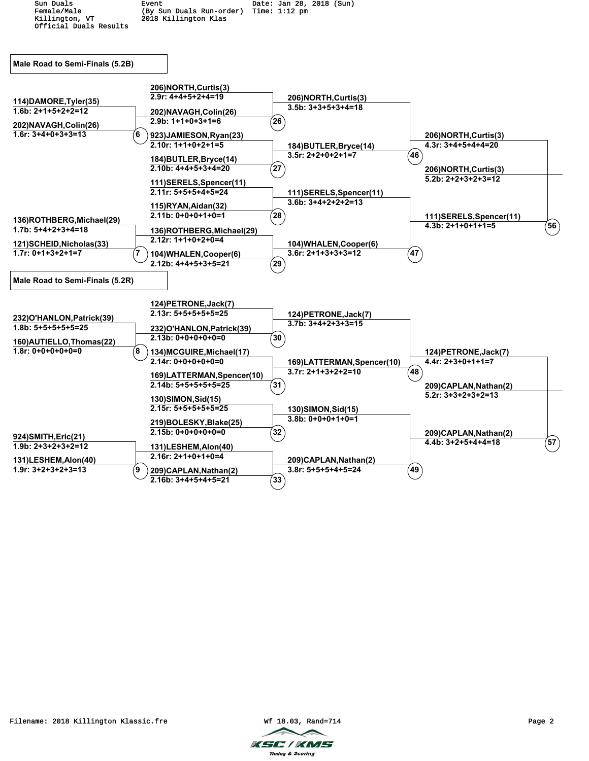Sun Duals
Female/Male
Killington, VT
Official Duals Results

Event
(By Sun Duals Run-order)
2018 Killington Klas

Date: Jan 28, 2018 (Sun)
Time: 1:12 pm

## Male Road to Semi-Finals (5.2B)

**Round 1**

- 114)DAMORE,Tyler(35) — 1.6b: 2+1+5+2+2=12
- 202)NAVAGH,Colin(26) — 1.6r: 3+4+0+3+3=13
- (6)
- 136)ROTHBERG,Michael(29) — 1.7b: 5+4+2+3+4=18
- 121)SCHEID,Nicholas(33) — 1.7r: 0+1+3+2+1=7
- (7)

**Round 2**

- 206)NORTH,Curtis(3) — 2.9r: 4+4+5+2+4=19
- 202)NAVAGH,Colin(26) — 2.9b: 1+1+0+3+1=6
- (26)
- 923)JAMIESON,Ryan(23) — 2.10r: 1+1+0+2+1=5
- 184)BUTLER,Bryce(14) — 2.10b: 4+4+5+3+4=20
- (27)
- 111)SERELS,Spencer(11) — 2.11r: 5+5+5+4+5=24
- 115)RYAN,Aidan(32) — 2.11b: 0+0+0+1+0=1
- (28)
- 136)ROTHBERG,Michael(29) — 2.12r: 1+1+0+2+0=4
- 104)WHALEN,Cooper(6) — 2.12b: 4+4+5+3+5=21
- (29)

**Round 3**

- 206)NORTH,Curtis(3) — 3.5b: 3+3+5+3+4=18
- 184)BUTLER,Bryce(14) — 3.5r: 2+2+0+2+1=7
- (46)
- 111)SERELS,Spencer(11) — 3.6b: 3+4+2+2+2=13
- 104)WHALEN,Cooper(6) — 3.6r: 2+1+3+3+3=12
- (47)

**Round 4**

- 206)NORTH,Curtis(3) — 4.3r: 3+4+5+4+4=20
- 111)SERELS,Spencer(11) — 4.3b: 2+1+0+1+1=5
- (56)

**Semi-Final**

- 206)NORTH,Curtis(3) — 5.2b: 2+2+3+2+3=12

## Male Road to Semi-Finals (5.2R)

**Round 1**

- 232)O'HANLON,Patrick(39) — 1.8b: 5+5+5+5+5=25
- 160)AUTIELLO,Thomas(22) — 1.8r: 0+0+0+0+0=0
- (8)
- 924)SMITH,Eric(21) — 1.9b: 2+3+2+3+2=12
- 131)LESHEM,Alon(40) — 1.9r: 3+2+3+2+3=13
- (9)

**Round 2**

- 124)PETRONE,Jack(7) — 2.13r: 5+5+5+5+5=25
- 232)O'HANLON,Patrick(39) — 2.13b: 0+0+0+0+0=0
- (30)
- 134)MCGUIRE,Michael(17) — 2.14r: 0+0+0+0+0=0
- 169)LATTERMAN,Spencer(10) — 2.14b: 5+5+5+5+5=25
- (31)
- 130)SIMON,Sid(15) — 2.15r: 5+5+5+5+5=25
- 219)BOLESKY,Blake(25) — 2.15b: 0+0+0+0+0=0
- (32)
- 131)LESHEM,Alon(40) — 2.16r: 2+1+0+1+0=4
- 209)CAPLAN,Nathan(2) — 2.16b: 3+4+5+4+5=21
- (33)

**Round 3**

- 124)PETRONE,Jack(7) — 3.7b: 3+4+2+3+3=15
- 169)LATTERMAN,Spencer(10) — 3.7r: 2+1+3+2+2=10
- (48)
- 130)SIMON,Sid(15) — 3.8b: 0+0+0+1+0=1
- 209)CAPLAN,Nathan(2) — 3.8r: 5+5+5+4+5=24
- (49)

**Round 4**

- 124)PETRONE,Jack(7) — 4.4r: 2+3+0+1+1=7
- 209)CAPLAN,Nathan(2) — 4.4b: 3+2+5+4+4=18
- (57)

**Semi-Final**

- 209)CAPLAN,Nathan(2) — 5.2r: 3+3+2+3+2=13

Filename: 2018 Killington Klassic.fre    Wf 18.03, Rand=714

KSC / KMS Timing & Scoring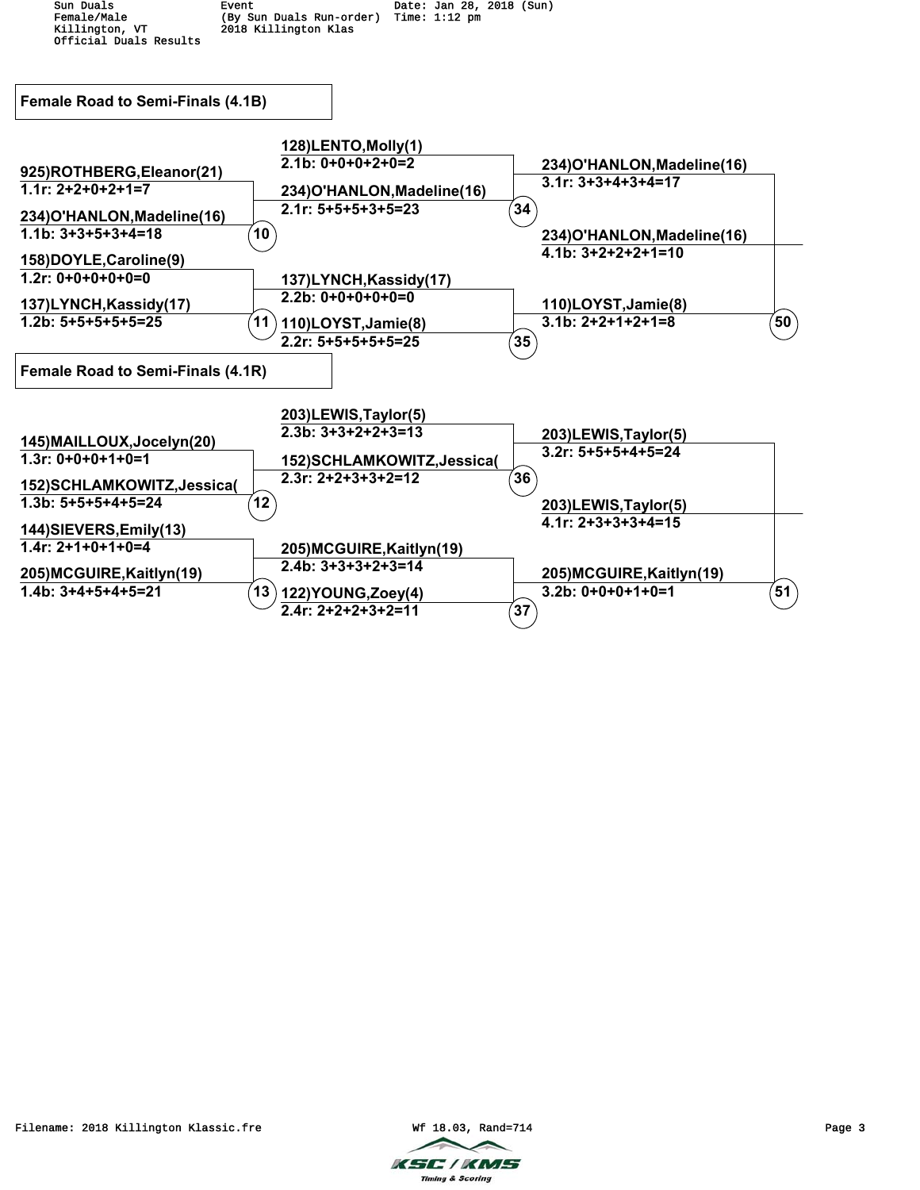Sun Duals
Female/Male
Killington, VT
Official Duals Results

Event
(By Sun Duals Run-order)
2018 Killington Klas

Date: Jan 28, 2018 (Sun)
Time: 1:12 pm

## Female Road to Semi-Finals (4.1B)

**Round 1**

- Heat 10:
  - 925)ROTHBERG,Eleanor(21) — 1.1r: 2+2+0+2+1=7
  - 234)O'HANLON,Madeline(16) — 1.1b: 3+3+5+3+4=18
- Heat 11:
  - 158)DOYLE,Caroline(9) — 1.2r: 0+0+0+0+0=0
  - 137)LYNCH,Kassidy(17) — 1.2b: 5+5+5+5+5=25

**Round 2**

- Heat 34:
  - 128)LENTO,Molly(1) — 2.1b: 0+0+0+2+0=2
  - 234)O'HANLON,Madeline(16) — 2.1r: 5+5+5+3+5=23
- Heat 35:
  - 137)LYNCH,Kassidy(17) — 2.2b: 0+0+0+0+0=0
  - 110)LOYST,Jamie(8) — 2.2r: 5+5+5+5+5=25

**Round 3**

- Heat 50:
  - 234)O'HANLON,Madeline(16) — 3.1r: 3+3+4+3+4=17
  - 110)LOYST,Jamie(8) — 3.1b: 2+2+1+2+1=8

**Advances:** 234)O'HANLON,Madeline(16) — 4.1b: 3+2+2+2+1=10

## Female Road to Semi-Finals (4.1R)

**Round 1**

- Heat 12:
  - 145)MAILLOUX,Jocelyn(20) — 1.3r: 0+0+0+1+0=1
  - 152)SCHLAMKOWITZ,Jessica( — 1.3b: 5+5+5+4+5=24
- Heat 13:
  - 144)SIEVERS,Emily(13) — 1.4r: 2+1+0+1+0=4
  - 205)MCGUIRE,Kaitlyn(19) — 1.4b: 3+4+5+4+5=21

**Round 2**

- Heat 36:
  - 203)LEWIS,Taylor(5) — 2.3b: 3+3+2+2+3=13
  - 152)SCHLAMKOWITZ,Jessica( — 2.3r: 2+2+3+3+2=12
- Heat 37:
  - 205)MCGUIRE,Kaitlyn(19) — 2.4b: 3+3+3+2+3=14
  - 122)YOUNG,Zoey(4) — 2.4r: 2+2+2+3+2=11

**Round 3**

- Heat 51:
  - 203)LEWIS,Taylor(5) — 3.2r: 5+5+5+4+5=24
  - 205)MCGUIRE,Kaitlyn(19) — 3.2b: 0+0+0+1+0=1

**Advances:** 203)LEWIS,Taylor(5) — 4.1r: 2+3+3+3+4=15

Filename: 2018 Killington Klassic.fre Wf 18.03, Rand=714

KSC / KMS Timing & Scoring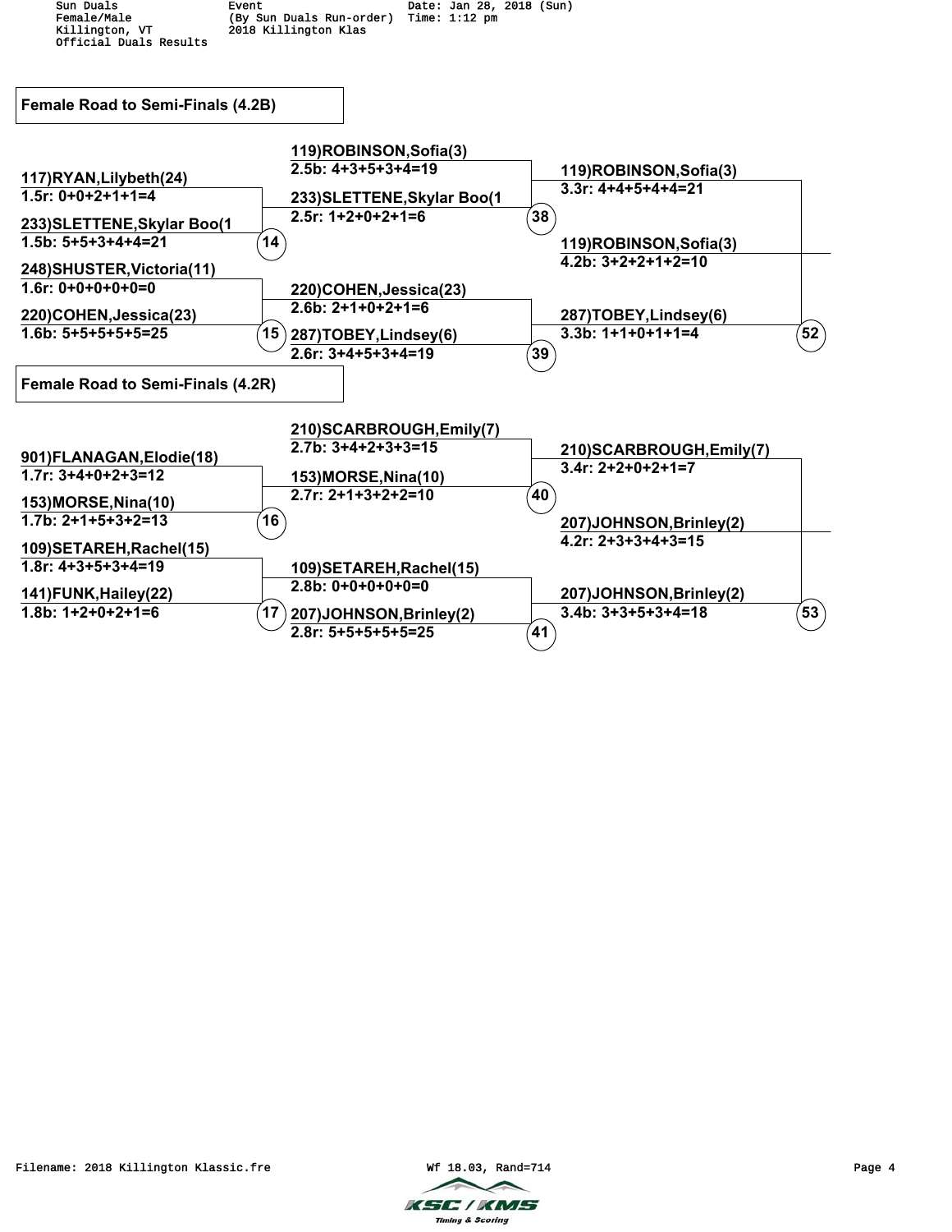Sun Duals
Female/Male
Killington, VT
Official Duals Results

Event
(By Sun Duals Run-order)
2018 Killington Klas

Date: Jan 28, 2018 (Sun)
Time: 1:12 pm

## Female Road to Semi-Finals (4.2B)

| Round 1 | Round 2 | Round 3 |
|---|---|---|
| 117)RYAN,Lilybeth(24) — 1.5r: 0+0+2+1+1=4 | 119)ROBINSON,Sofia(3) — 2.5b: 4+3+5+3+4=19 | 119)ROBINSON,Sofia(3) — 3.3r: 4+4+5+4+4=21 |
| 233)SLETTENE,Skylar Boo(1 — 1.5b: 5+5+3+4+4=21 (14) | 233)SLETTENE,Skylar Boo(1 — 2.5r: 1+2+0+2+1=6 (38) | 119)ROBINSON,Sofia(3) — 4.2b: 3+2+2+1+2=10 |
| 248)SHUSTER,Victoria(11) — 1.6r: 0+0+0+0+0=0 | 220)COHEN,Jessica(23) — 2.6b: 2+1+0+2+1=6 | 287)TOBEY,Lindsey(6) — 3.3b: 1+1+0+1+1=4 (52) |
| 220)COHEN,Jessica(23) — 1.6b: 5+5+5+5+5=25 (15) | 287)TOBEY,Lindsey(6) — 2.6r: 3+4+5+3+4=19 (39) | |

## Female Road to Semi-Finals (4.2R)

| Round 1 | Round 2 | Round 3 |
|---|---|---|
| 901)FLANAGAN,Elodie(18) — 1.7r: 3+4+0+2+3=12 | 210)SCARBROUGH,Emily(7) — 2.7b: 3+4+2+3+3=15 | 210)SCARBROUGH,Emily(7) — 3.4r: 2+2+0+2+1=7 |
| 153)MORSE,Nina(10) — 1.7b: 2+1+5+3+2=13 (16) | 153)MORSE,Nina(10) — 2.7r: 2+1+3+2+2=10 (40) | 207)JOHNSON,Brinley(2) — 4.2r: 2+3+3+4+3=15 |
| 109)SETAREH,Rachel(15) — 1.8r: 4+3+5+3+4=19 | 109)SETAREH,Rachel(15) — 2.8b: 0+0+0+0+0=0 | 207)JOHNSON,Brinley(2) — 3.4b: 3+3+5+3+4=18 (53) |
| 141)FUNK,Hailey(22) — 1.8b: 1+2+0+2+1=6 (17) | 207)JOHNSON,Brinley(2) — 2.8r: 5+5+5+5+5=25 (41) | |

Filename: 2018 Killington Klassic.fre    Wf 18.03, Rand=714

KSC / KMS Timing & Scoring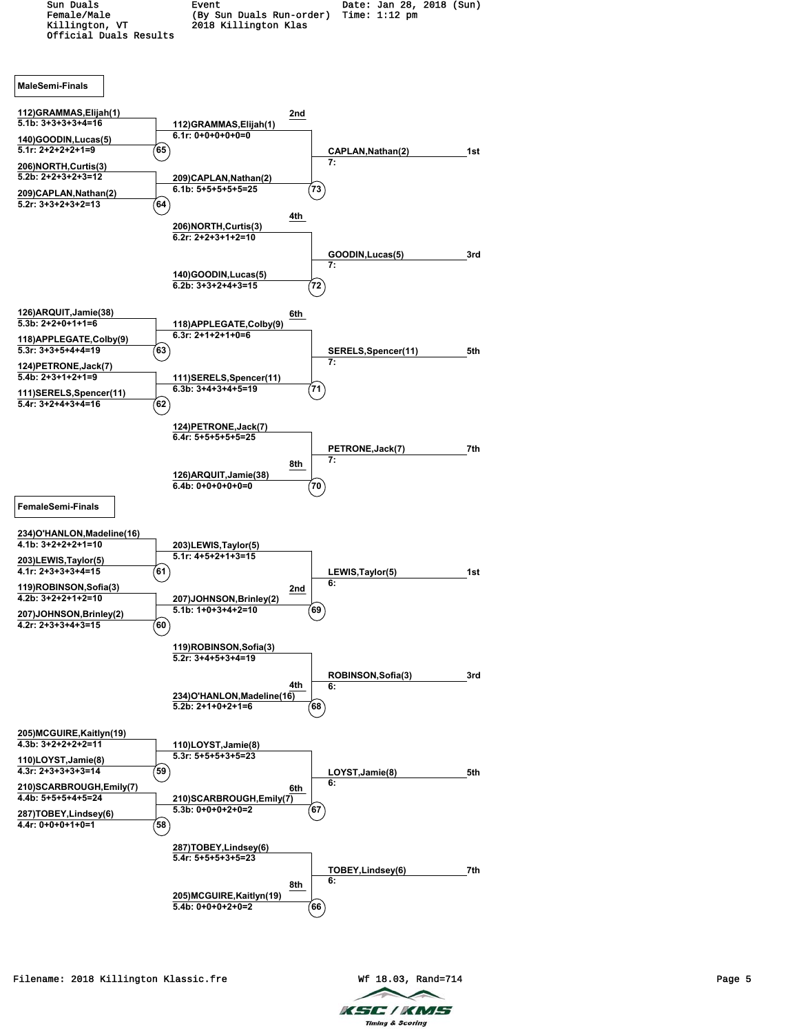Sun Duals
Female/Male
Killington, VT
Official Duals Results

Event
(By Sun Duals Run-order)
2018 Killington Klas

Date: Jan 28, 2018 (Sun)
Time: 1:12 pm

## MaleSemi-Finals

112)GRAMMAS,Elijah(1)
5.1b: 3+3+3+3+4=16

140)GOODIN,Lucas(5)
5.1r: 2+2+2+2+1=9

(65)

206)NORTH,Curtis(3)
5.2b: 2+2+3+2+3=12

209)CAPLAN,Nathan(2)
5.2r: 3+3+2+3+2=13

(64)

112)GRAMMAS,Elijah(1) — 2nd
6.1r: 0+0+0+0+0=0

209)CAPLAN,Nathan(2)
6.1b: 5+5+5+5+5=25

(73)

CAPLAN,Nathan(2) — 1st
7:

206)NORTH,Curtis(3) — 4th
6.2r: 2+2+3+1+2=10

140)GOODIN,Lucas(5)
6.2b: 3+3+2+4+3=15

(72)

GOODIN,Lucas(5) — 3rd
7:

126)ARQUIT,Jamie(38)
5.3b: 2+2+0+1+1=6

118)APPLEGATE,Colby(9)
5.3r: 3+3+5+4+4=19

(63)

124)PETRONE,Jack(7)
5.4b: 2+3+1+2+1=9

111)SERELS,Spencer(11)
5.4r: 3+2+4+3+4=16

(62)

118)APPLEGATE,Colby(9) — 6th
6.3r: 2+1+2+1+0=6

111)SERELS,Spencer(11)
6.3b: 3+4+3+4+5=19

(71)

SERELS,Spencer(11) — 5th
7:

124)PETRONE,Jack(7)
6.4r: 5+5+5+5+5=25

126)ARQUIT,Jamie(38) — 8th
6.4b: 0+0+0+0+0=0

(70)

PETRONE,Jack(7) — 7th
7:

## FemaleSemi-Finals

234)O'HANLON,Madeline(16)
4.1b: 3+2+2+2+1=10

203)LEWIS,Taylor(5)
4.1r: 2+3+3+3+4=15

(61)

119)ROBINSON,Sofia(3)
4.2b: 3+2+2+1+2=10

207)JOHNSON,Brinley(2)
4.2r: 2+3+3+4+3=15

(60)

203)LEWIS,Taylor(5)
5.1r: 4+5+2+1+3=15

207)JOHNSON,Brinley(2) — 2nd
5.1b: 1+0+3+4+2=10

(69)

LEWIS,Taylor(5) — 1st
6:

119)ROBINSON,Sofia(3)
5.2r: 3+4+5+3+4=19

234)O'HANLON,Madeline(16) — 4th
5.2b: 2+1+0+2+1=6

(68)

ROBINSON,Sofia(3) — 3rd
6:

205)MCGUIRE,Kaitlyn(19)
4.3b: 3+2+2+2+2=11

110)LOYST,Jamie(8)
4.3r: 2+3+3+3+3=14

(59)

210)SCARBROUGH,Emily(7)
4.4b: 5+5+5+4+5=24

287)TOBEY,Lindsey(6)
4.4r: 0+0+0+1+0=1

(58)

110)LOYST,Jamie(8)
5.3r: 5+5+5+3+5=23

210)SCARBROUGH,Emily(7) — 6th
5.3b: 0+0+0+2+0=2

(67)

LOYST,Jamie(8) — 5th
6:

287)TOBEY,Lindsey(6)
5.4r: 5+5+5+3+5=23

205)MCGUIRE,Kaitlyn(19) — 8th
5.4b: 0+0+0+2+0=2

(66)

TOBEY,Lindsey(6) — 7th
6:

Filename: 2018 Killington Klassic.fre
Wf 18.03, Rand=714

KSC / KMS
Timing & Scoring